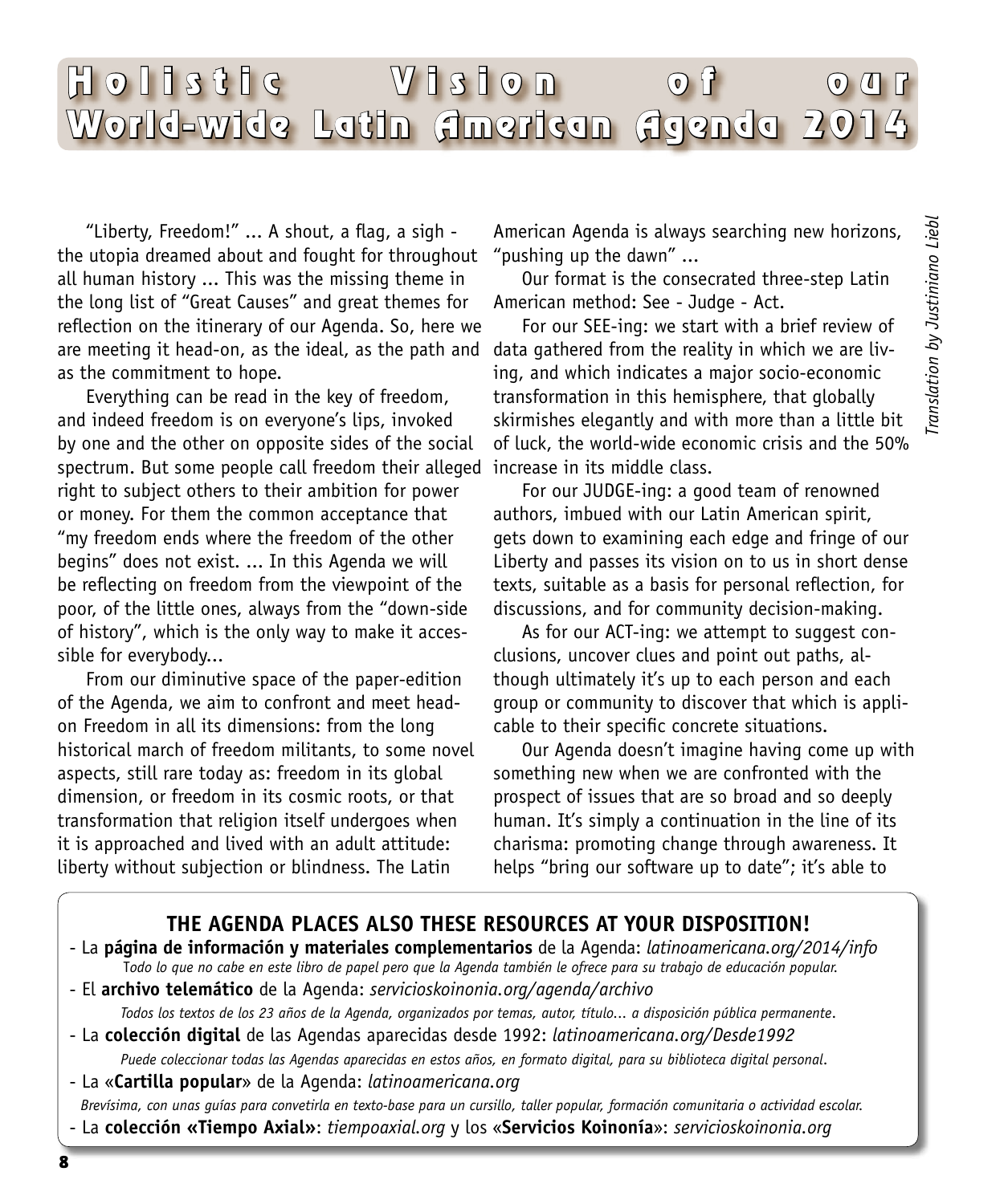# Holistic Vision of our World-wide Latin American Agenda 2014

*Translation by Justiniano Liebl*

"Liberty, Freedom!" ... A shout, a flag, a sigh - the utopia dreamed about and fought for throughout all human history ... This was the missing theme in the long list of "Great Causes" and great themes for reflection on the itinerary of our Agenda. So, here we are meeting it head-on, as the ideal, as the path and as the commitment to hope.

Everything can be read in the key of freedom, and indeed freedom is on everyone's lips, invoked by one and the other on opposite sides of the social spectrum. But some people call freedom their alleged right to subject others to their ambition for power or money. For them the common acceptance that "my freedom ends where the freedom of the other begins" does not exist. ... In this Agenda we will be reflecting on freedom from the viewpoint of the poor, of the little ones, always from the "down-side of history", which is the only way to make it accessible for everybody...

From our diminutive space of the paper-edition of the Agenda, we aim to confront and meet head-on Freedom in all its dimensions: from the long historical march of freedom militants, to some novel aspects, still rare today as: freedom in its global dimension, or freedom in its cosmic roots, or that transformation that religion itself undergoes when it is approached and lived with an adult attitude: liberty without subjection or blindness. The Latin American Agenda is always searching new horizons, "pushing up the dawn" ...

Our format is the consecrated three-step Latin American method: See - Judge - Act.

For our SEE-ing: we start with a brief review of data gathered from the reality in which we are living, and which indicates a major socio-economic transformation in this hemisphere, that globally skirmishes elegantly and with more than a little bit of luck, the world-wide economic crisis and the 50% increase in its middle class.

For our JUDGE-ing: a good team of renowned authors, imbued with our Latin American spirit, gets down to examining each edge and fringe of our Liberty and passes its vision on to us in short dense texts, suitable as a basis for personal reflection, for discussions, and for community decision-making.

As for our ACT-ing: we attempt to suggest conclusions, uncover clues and point out paths, although ultimately it's up to each person and each group or community to discover that which is applicable to their specific concrete situations.

Our Agenda doesn't imagine having come up with something new when we are confronted with the prospect of issues that are so broad and so deeply human. It's simply a continuation in the line of its charisma: promoting change through awareness. It helps "bring our software up to date"; it's able to

---

**THE AGENDA PLACES ALSO THESE RESOURCES AT YOUR DISPOSITION!**

- La **página de información y materiales complementarios** de la Agenda: *latinoamericana.org/2014/info*
  *Todo lo que no cabe en este libro de papel pero que la Agenda también le ofrece para su trabajo de educación popular.*
- El **archivo telemático** de la Agenda: *servicioskoinonia.org/agenda/archivo*
  *Todos los textos de los 23 años de la Agenda, organizados por temas, autor, título... a disposición pública permanente.*
- La **colección digital** de las Agendas aparecidas desde 1992: *latinoamericana.org/Desde1992*
  *Puede coleccionar todas las Agendas aparecidas en estos años, en formato digital, para su biblioteca digital personal.*
- La «**Cartilla popular**» de la Agenda: *latinoamericana.org*
  *Brevísima, con unas guías para convetirla en texto-base para un cursillo, taller popular, formación comunitaria o actividad escolar.*
- La **colección «Tiempo Axial»**: *tiempoaxial.org* y los «**Servicios Koinonía**»: *servicioskoinonia.org*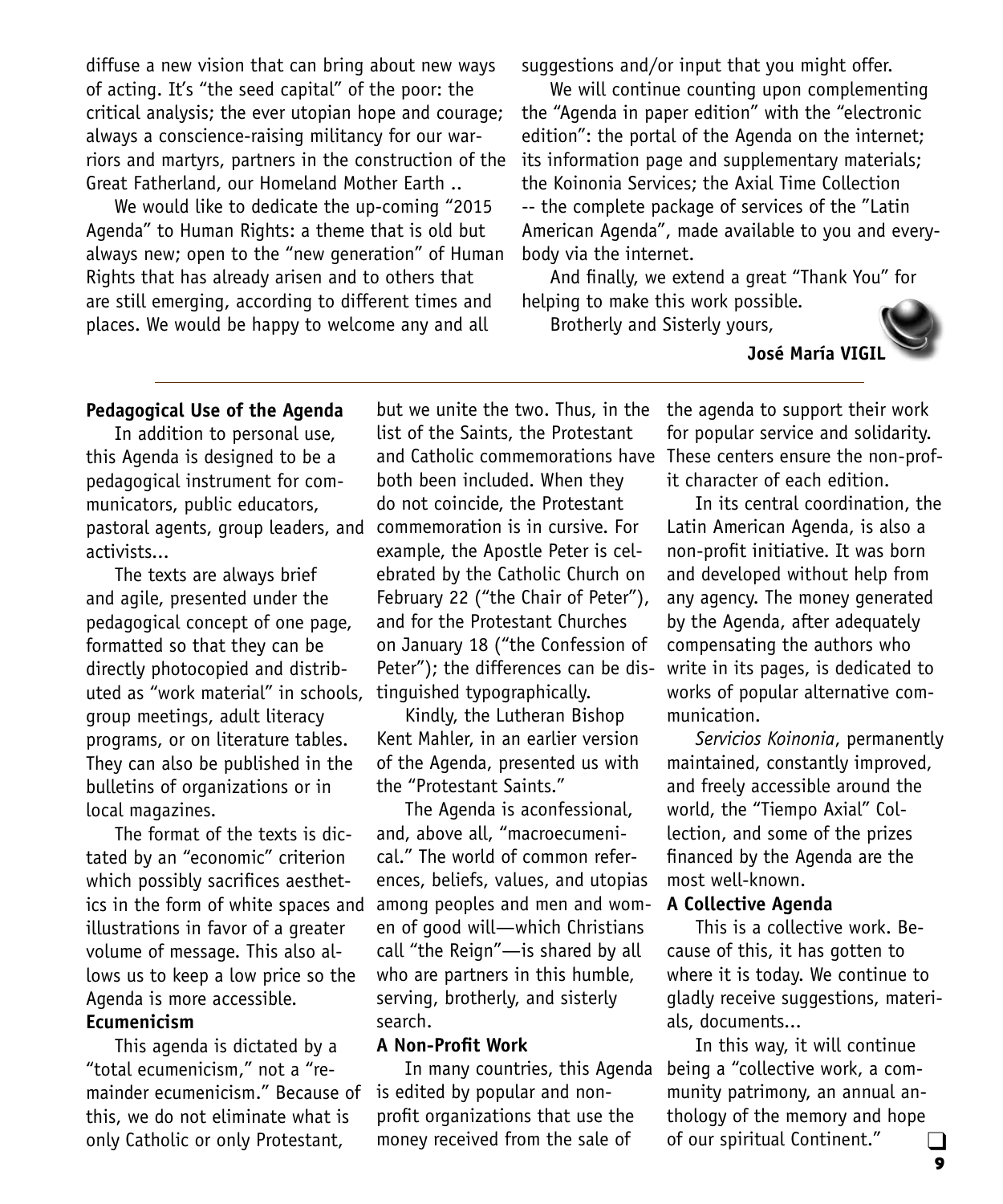diffuse a new vision that can bring about new ways of acting. It's "the seed capital" of the poor: the critical analysis; the ever utopian hope and courage; always a conscience-raising militancy for our warriors and martyrs, partners in the construction of the Great Fatherland, our Homeland Mother Earth ..

We would like to dedicate the up-coming "2015 Agenda" to Human Rights: a theme that is old but always new; open to the "new generation" of Human Rights that has already arisen and to others that are still emerging, according to different times and places. We would be happy to welcome any and all suggestions and/or input that you might offer.

We will continue counting upon complementing the "Agenda in paper edition" with the "electronic edition": the portal of the Agenda on the internet; its information page and supplementary materials; the Koinonia Services; the Axial Time Collection -- the complete package of services of the "Latin American Agenda", made available to you and everybody via the internet.

And finally, we extend a great "Thank You" for helping to make this work possible.

Brotherly and Sisterly yours,

**José María VIGIL**

---

**Pedagogical Use of the Agenda**

In addition to personal use, this Agenda is designed to be a pedagogical instrument for communicators, public educators, pastoral agents, group leaders, and activists...

The texts are always brief and agile, presented under the pedagogical concept of one page, formatted so that they can be directly photocopied and distributed as "work material" in schools, group meetings, adult literacy programs, or on literature tables. They can also be published in the bulletins of organizations or in local magazines.

The format of the texts is dictated by an "economic" criterion which possibly sacrifices aesthetics in the form of white spaces and illustrations in favor of a greater volume of message. This also allows us to keep a low price so the Agenda is more accessible.

**Ecumenicism**

This agenda is dictated by a "total ecumenicism," not a "remainder ecumenicism." Because of this, we do not eliminate what is only Catholic or only Protestant, but we unite the two. Thus, in the list of the Saints, the Protestant and Catholic commemorations have both been included. When they do not coincide, the Protestant commemoration is in cursive. For example, the Apostle Peter is celebrated by the Catholic Church on February 22 ("the Chair of Peter"), and for the Protestant Churches on January 18 ("the Confession of Peter"); the differences can be distinguished typographically.

Kindly, the Lutheran Bishop Kent Mahler, in an earlier version of the Agenda, presented us with the "Protestant Saints."

The Agenda is aconfessional, and, above all, "macroecumenical." The world of common references, beliefs, values, and utopias among peoples and men and women of good will—which Christians call "the Reign"—is shared by all who are partners in this humble, serving, brotherly, and sisterly search.

**A Non-Profit Work**

In many countries, this Agenda is edited by popular and non-profit organizations that use the money received from the sale of the agenda to support their work for popular service and solidarity. These centers ensure the non-profit character of each edition.

In its central coordination, the Latin American Agenda, is also a non-profit initiative. It was born and developed without help from any agency. The money generated by the Agenda, after adequately compensating the authors who write in its pages, is dedicated to works of popular alternative communication.

*Servicios Koinonia*, permanently maintained, constantly improved, and freely accessible around the world, the "Tiempo Axial" Collection, and some of the prizes financed by the Agenda are the most well-known.

**A Collective Agenda**

This is a collective work. Because of this, it has gotten to where it is today. We continue to gladly receive suggestions, materials, documents...

In this way, it will continue being a "collective work, a community patrimony, an annual anthology of the memory and hope of our spiritual Continent."